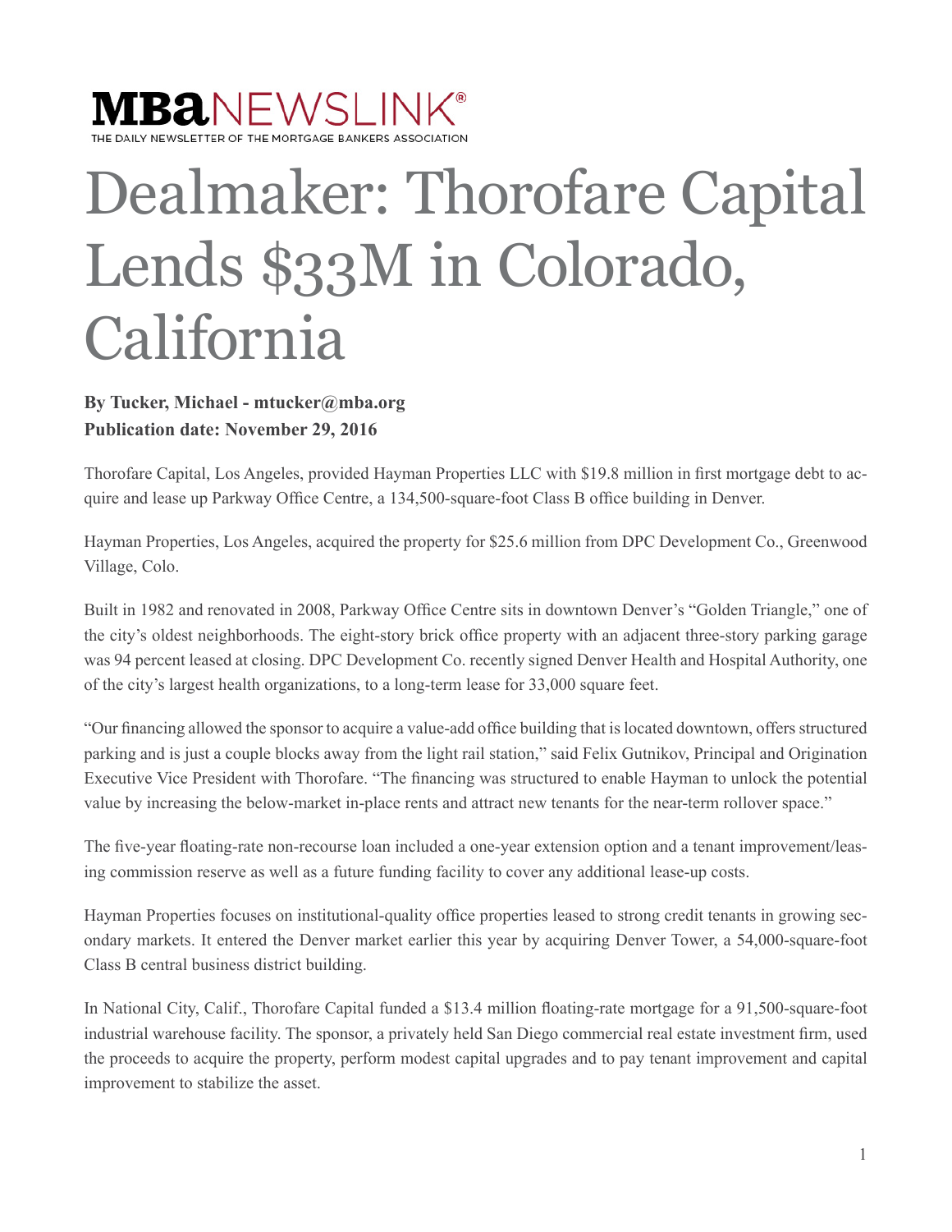**MBA**NEWSLINK®
THE DAILY NEWSLETTER OF THE MORTGAGE BANKERS ASSOCIATION

# Dealmaker: Thorofare Capital Lends $33M in Colorado, California

**By Tucker, Michael - mtucker@mba.org**
**Publication date: November 29, 2016**

Thorofare Capital, Los Angeles, provided Hayman Properties LLC with $19.8 million in first mortgage debt to acquire and lease up Parkway Office Centre, a 134,500-square-foot Class B office building in Denver.

Hayman Properties, Los Angeles, acquired the property for $25.6 million from DPC Development Co., Greenwood Village, Colo.

Built in 1982 and renovated in 2008, Parkway Office Centre sits in downtown Denver's "Golden Triangle," one of the city's oldest neighborhoods. The eight-story brick office property with an adjacent three-story parking garage was 94 percent leased at closing. DPC Development Co. recently signed Denver Health and Hospital Authority, one of the city's largest health organizations, to a long-term lease for 33,000 square feet.

"Our financing allowed the sponsor to acquire a value-add office building that is located downtown, offers structured parking and is just a couple blocks away from the light rail station," said Felix Gutnikov, Principal and Origination Executive Vice President with Thorofare. "The financing was structured to enable Hayman to unlock the potential value by increasing the below-market in-place rents and attract new tenants for the near-term rollover space."

The five-year floating-rate non-recourse loan included a one-year extension option and a tenant improvement/leasing commission reserve as well as a future funding facility to cover any additional lease-up costs.

Hayman Properties focuses on institutional-quality office properties leased to strong credit tenants in growing secondary markets. It entered the Denver market earlier this year by acquiring Denver Tower, a 54,000-square-foot Class B central business district building.

In National City, Calif., Thorofare Capital funded a $13.4 million floating-rate mortgage for a 91,500-square-foot industrial warehouse facility. The sponsor, a privately held San Diego commercial real estate investment firm, used the proceeds to acquire the property, perform modest capital upgrades and to pay tenant improvement and capital improvement to stabilize the asset.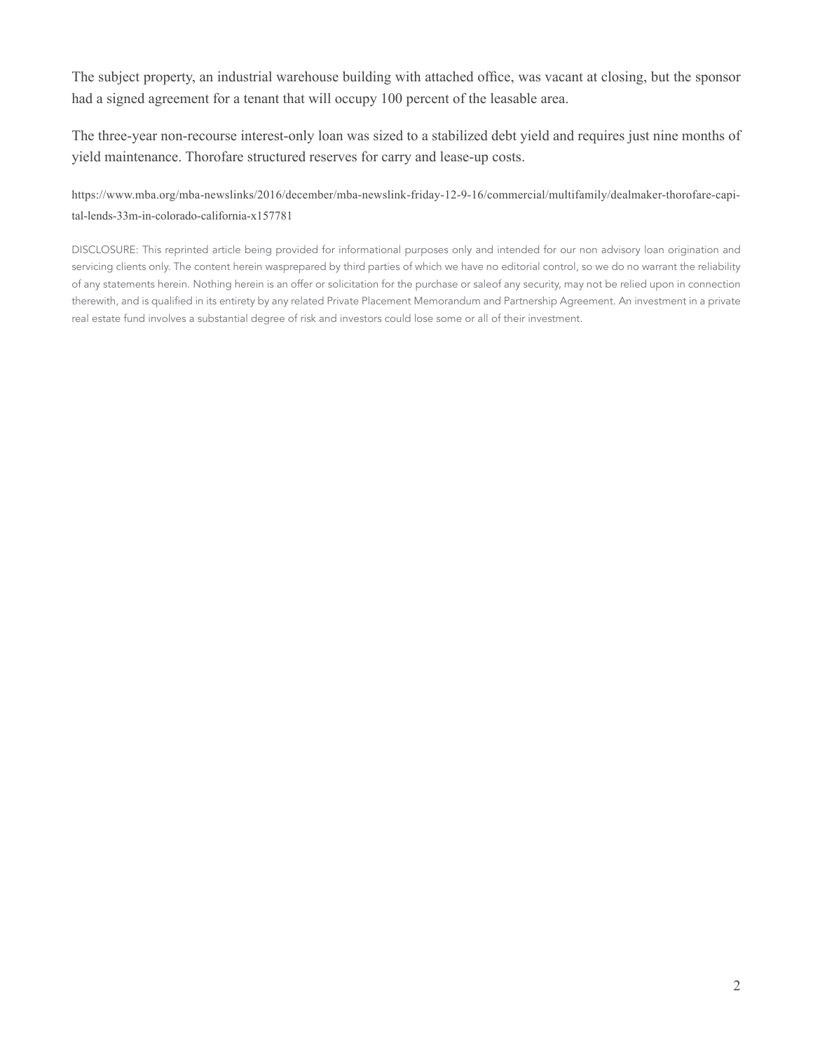The subject property, an industrial warehouse building with attached office, was vacant at closing, but the sponsor had a signed agreement for a tenant that will occupy 100 percent of the leasable area.

The three-year non-recourse interest-only loan was sized to a stabilized debt yield and requires just nine months of yield maintenance. Thorofare structured reserves for carry and lease-up costs.

https://www.mba.org/mba-newslinks/2016/december/mba-newslink-friday-12-9-16/commercial/multifamily/dealmaker-thorofare-capital-lends-33m-in-colorado-california-x157781

DISCLOSURE: This reprinted article being provided for informational purposes only and intended for our non advisory loan origination and servicing clients only. The content herein wasprepared by third parties of which we have no editorial control, so we do no warrant the reliability of any statements herein. Nothing herein is an offer or solicitation for the purchase or saleof any security, may not be relied upon in connection therewith, and is qualified in its entirety by any related Private Placement Memorandum and Partnership Agreement. An investment in a private real estate fund involves a substantial degree of risk and investors could lose some or all of their investment.